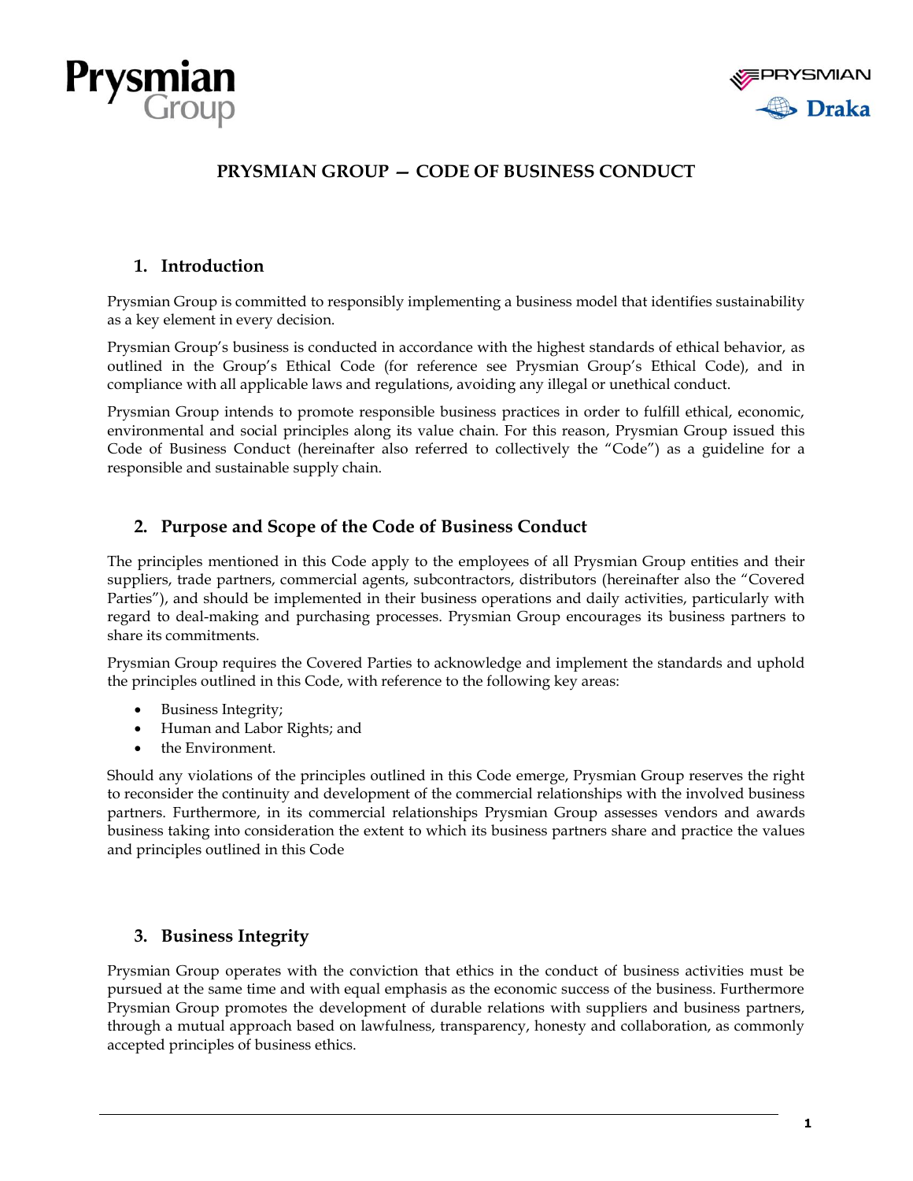# PRYSMIAN GROUP — CODE OF BUSINESS CONDUCT

## 1. Introduction

Prysmian Group is committed to responsibly implementing a business model that identifies sustainability as a key element in every decision.

Prysmian Group's business is conducted in accordance with the highest standards of ethical behavior, as outlined in the Group's Ethical Code (for reference see Prysmian Group's Ethical Code), and in compliance with all applicable laws and regulations, avoiding any illegal or unethical conduct.

Prysmian Group intends to promote responsible business practices in order to fulfill ethical, economic, environmental and social principles along its value chain. For this reason, Prysmian Group issued this Code of Business Conduct (hereinafter also referred to collectively the "Code") as a guideline for a responsible and sustainable supply chain.

## 2. Purpose and Scope of the Code of Business Conduct

The principles mentioned in this Code apply to the employees of all Prysmian Group entities and their suppliers, trade partners, commercial agents, subcontractors, distributors (hereinafter also the "Covered Parties"), and should be implemented in their business operations and daily activities, particularly with regard to deal-making and purchasing processes. Prysmian Group encourages its business partners to share its commitments.

Prysmian Group requires the Covered Parties to acknowledge and implement the standards and uphold the principles outlined in this Code, with reference to the following key areas:

- Business Integrity;
- Human and Labor Rights; and
- the Environment.

Should any violations of the principles outlined in this Code emerge, Prysmian Group reserves the right to reconsider the continuity and development of the commercial relationships with the involved business partners. Furthermore, in its commercial relationships Prysmian Group assesses vendors and awards business taking into consideration the extent to which its business partners share and practice the values and principles outlined in this Code

## 3. Business Integrity

Prysmian Group operates with the conviction that ethics in the conduct of business activities must be pursued at the same time and with equal emphasis as the economic success of the business. Furthermore Prysmian Group promotes the development of durable relations with suppliers and business partners, through a mutual approach based on lawfulness, transparency, honesty and collaboration, as commonly accepted principles of business ethics.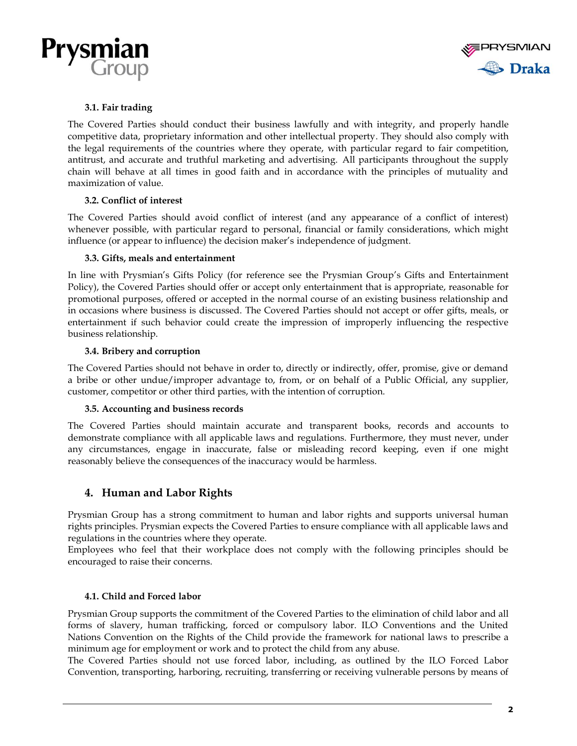### 3.1. Fair trading

The Covered Parties should conduct their business lawfully and with integrity, and properly handle competitive data, proprietary information and other intellectual property. They should also comply with the legal requirements of the countries where they operate, with particular regard to fair competition, antitrust, and accurate and truthful marketing and advertising. All participants throughout the supply chain will behave at all times in good faith and in accordance with the principles of mutuality and maximization of value.

### 3.2. Conflict of interest

The Covered Parties should avoid conflict of interest (and any appearance of a conflict of interest) whenever possible, with particular regard to personal, financial or family considerations, which might influence (or appear to influence) the decision maker's independence of judgment.

### 3.3. Gifts, meals and entertainment

In line with Prysmian's Gifts Policy (for reference see the Prysmian Group's Gifts and Entertainment Policy), the Covered Parties should offer or accept only entertainment that is appropriate, reasonable for promotional purposes, offered or accepted in the normal course of an existing business relationship and in occasions where business is discussed. The Covered Parties should not accept or offer gifts, meals, or entertainment if such behavior could create the impression of improperly influencing the respective business relationship.

### 3.4. Bribery and corruption

The Covered Parties should not behave in order to, directly or indirectly, offer, promise, give or demand a bribe or other undue/improper advantage to, from, or on behalf of a Public Official, any supplier, customer, competitor or other third parties, with the intention of corruption.

### 3.5. Accounting and business records

The Covered Parties should maintain accurate and transparent books, records and accounts to demonstrate compliance with all applicable laws and regulations. Furthermore, they must never, under any circumstances, engage in inaccurate, false or misleading record keeping, even if one might reasonably believe the consequences of the inaccuracy would be harmless.

## 4. Human and Labor Rights

Prysmian Group has a strong commitment to human and labor rights and supports universal human rights principles. Prysmian expects the Covered Parties to ensure compliance with all applicable laws and regulations in the countries where they operate.
Employees who feel that their workplace does not comply with the following principles should be encouraged to raise their concerns.

### 4.1. Child and Forced labor

Prysmian Group supports the commitment of the Covered Parties to the elimination of child labor and all forms of slavery, human trafficking, forced or compulsory labor. ILO Conventions and the United Nations Convention on the Rights of the Child provide the framework for national laws to prescribe a minimum age for employment or work and to protect the child from any abuse.
The Covered Parties should not use forced labor, including, as outlined by the ILO Forced Labor Convention, transporting, harboring, recruiting, transferring or receiving vulnerable persons by means of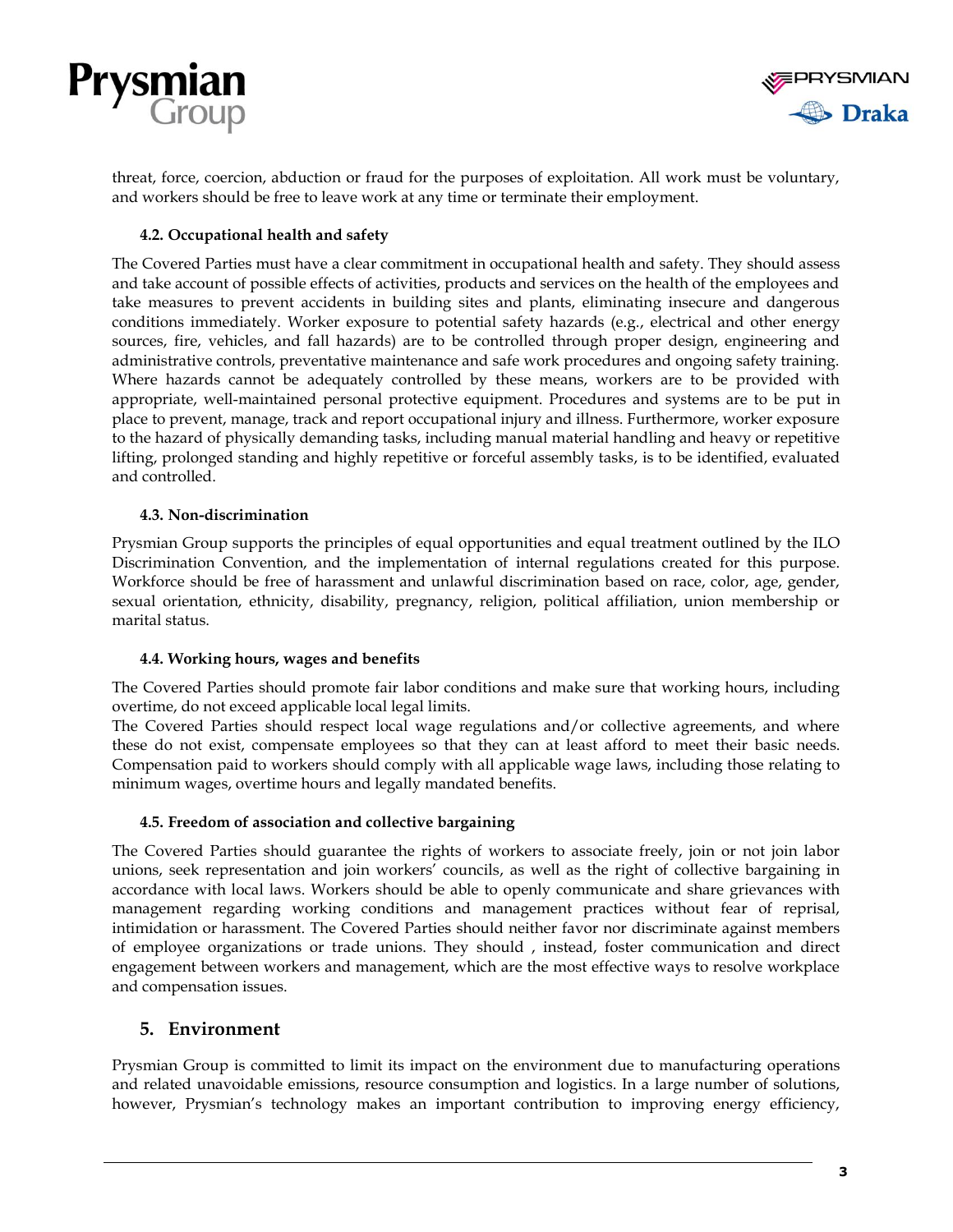threat, force, coercion, abduction or fraud for the purposes of exploitation. All work must be voluntary, and workers should be free to leave work at any time or terminate their employment.

### 4.2. Occupational health and safety

The Covered Parties must have a clear commitment in occupational health and safety. They should assess and take account of possible effects of activities, products and services on the health of the employees and take measures to prevent accidents in building sites and plants, eliminating insecure and dangerous conditions immediately. Worker exposure to potential safety hazards (e.g., electrical and other energy sources, fire, vehicles, and fall hazards) are to be controlled through proper design, engineering and administrative controls, preventative maintenance and safe work procedures and ongoing safety training. Where hazards cannot be adequately controlled by these means, workers are to be provided with appropriate, well-maintained personal protective equipment. Procedures and systems are to be put in place to prevent, manage, track and report occupational injury and illness. Furthermore, worker exposure to the hazard of physically demanding tasks, including manual material handling and heavy or repetitive lifting, prolonged standing and highly repetitive or forceful assembly tasks, is to be identified, evaluated and controlled.

### 4.3. Non-discrimination

Prysmian Group supports the principles of equal opportunities and equal treatment outlined by the ILO Discrimination Convention, and the implementation of internal regulations created for this purpose. Workforce should be free of harassment and unlawful discrimination based on race, color, age, gender, sexual orientation, ethnicity, disability, pregnancy, religion, political affiliation, union membership or marital status.

### 4.4. Working hours, wages and benefits

The Covered Parties should promote fair labor conditions and make sure that working hours, including overtime, do not exceed applicable local legal limits.
The Covered Parties should respect local wage regulations and/or collective agreements, and where these do not exist, compensate employees so that they can at least afford to meet their basic needs. Compensation paid to workers should comply with all applicable wage laws, including those relating to minimum wages, overtime hours and legally mandated benefits.

### 4.5. Freedom of association and collective bargaining

The Covered Parties should guarantee the rights of workers to associate freely, join or not join labor unions, seek representation and join workers' councils, as well as the right of collective bargaining in accordance with local laws. Workers should be able to openly communicate and share grievances with management regarding working conditions and management practices without fear of reprisal, intimidation or harassment. The Covered Parties should neither favor nor discriminate against members of employee organizations or trade unions. They should , instead, foster communication and direct engagement between workers and management, which are the most effective ways to resolve workplace and compensation issues.

## 5. Environment

Prysmian Group is committed to limit its impact on the environment due to manufacturing operations and related unavoidable emissions, resource consumption and logistics. In a large number of solutions, however, Prysmian's technology makes an important contribution to improving energy efficiency,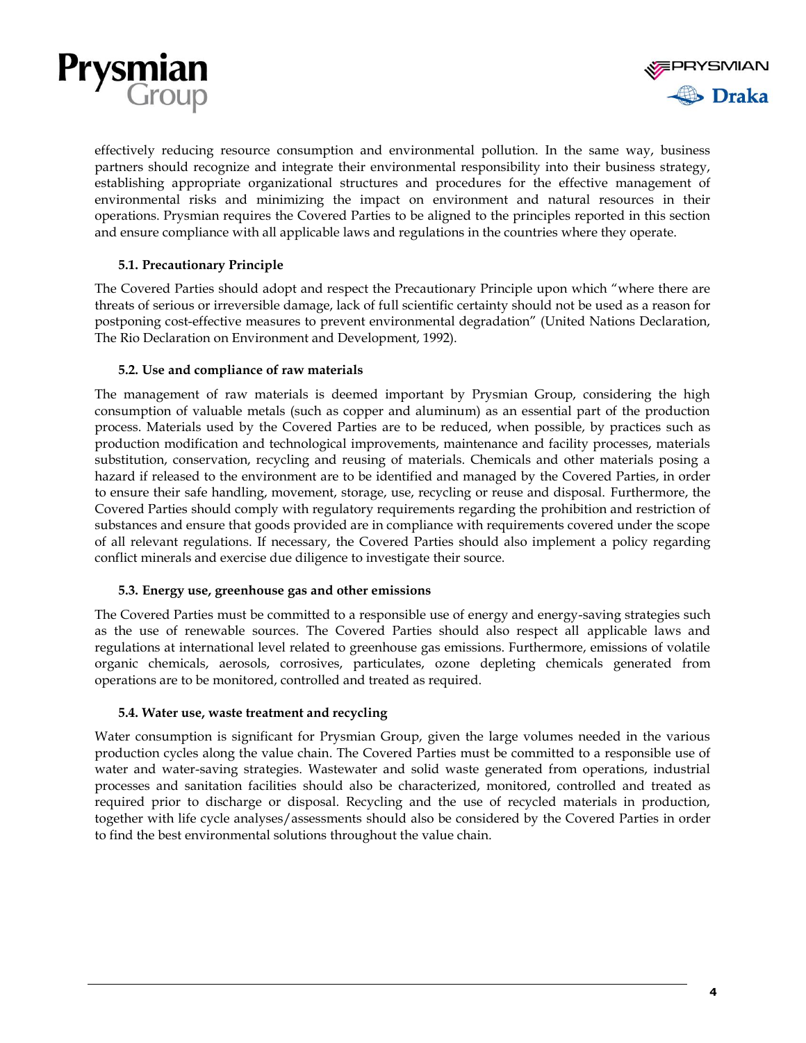effectively reducing resource consumption and environmental pollution. In the same way, business partners should recognize and integrate their environmental responsibility into their business strategy, establishing appropriate organizational structures and procedures for the effective management of environmental risks and minimizing the impact on environment and natural resources in their operations. Prysmian requires the Covered Parties to be aligned to the principles reported in this section and ensure compliance with all applicable laws and regulations in the countries where they operate.

### 5.1. Precautionary Principle

The Covered Parties should adopt and respect the Precautionary Principle upon which "where there are threats of serious or irreversible damage, lack of full scientific certainty should not be used as a reason for postponing cost-effective measures to prevent environmental degradation" (United Nations Declaration, The Rio Declaration on Environment and Development, 1992).

### 5.2. Use and compliance of raw materials

The management of raw materials is deemed important by Prysmian Group, considering the high consumption of valuable metals (such as copper and aluminum) as an essential part of the production process. Materials used by the Covered Parties are to be reduced, when possible, by practices such as production modification and technological improvements, maintenance and facility processes, materials substitution, conservation, recycling and reusing of materials. Chemicals and other materials posing a hazard if released to the environment are to be identified and managed by the Covered Parties, in order to ensure their safe handling, movement, storage, use, recycling or reuse and disposal. Furthermore, the Covered Parties should comply with regulatory requirements regarding the prohibition and restriction of substances and ensure that goods provided are in compliance with requirements covered under the scope of all relevant regulations. If necessary, the Covered Parties should also implement a policy regarding conflict minerals and exercise due diligence to investigate their source.

### 5.3. Energy use, greenhouse gas and other emissions

The Covered Parties must be committed to a responsible use of energy and energy-saving strategies such as the use of renewable sources. The Covered Parties should also respect all applicable laws and regulations at international level related to greenhouse gas emissions. Furthermore, emissions of volatile organic chemicals, aerosols, corrosives, particulates, ozone depleting chemicals generated from operations are to be monitored, controlled and treated as required.

### 5.4. Water use, waste treatment and recycling

Water consumption is significant for Prysmian Group, given the large volumes needed in the various production cycles along the value chain. The Covered Parties must be committed to a responsible use of water and water-saving strategies. Wastewater and solid waste generated from operations, industrial processes and sanitation facilities should also be characterized, monitored, controlled and treated as required prior to discharge or disposal. Recycling and the use of recycled materials in production, together with life cycle analyses/assessments should also be considered by the Covered Parties in order to find the best environmental solutions throughout the value chain.